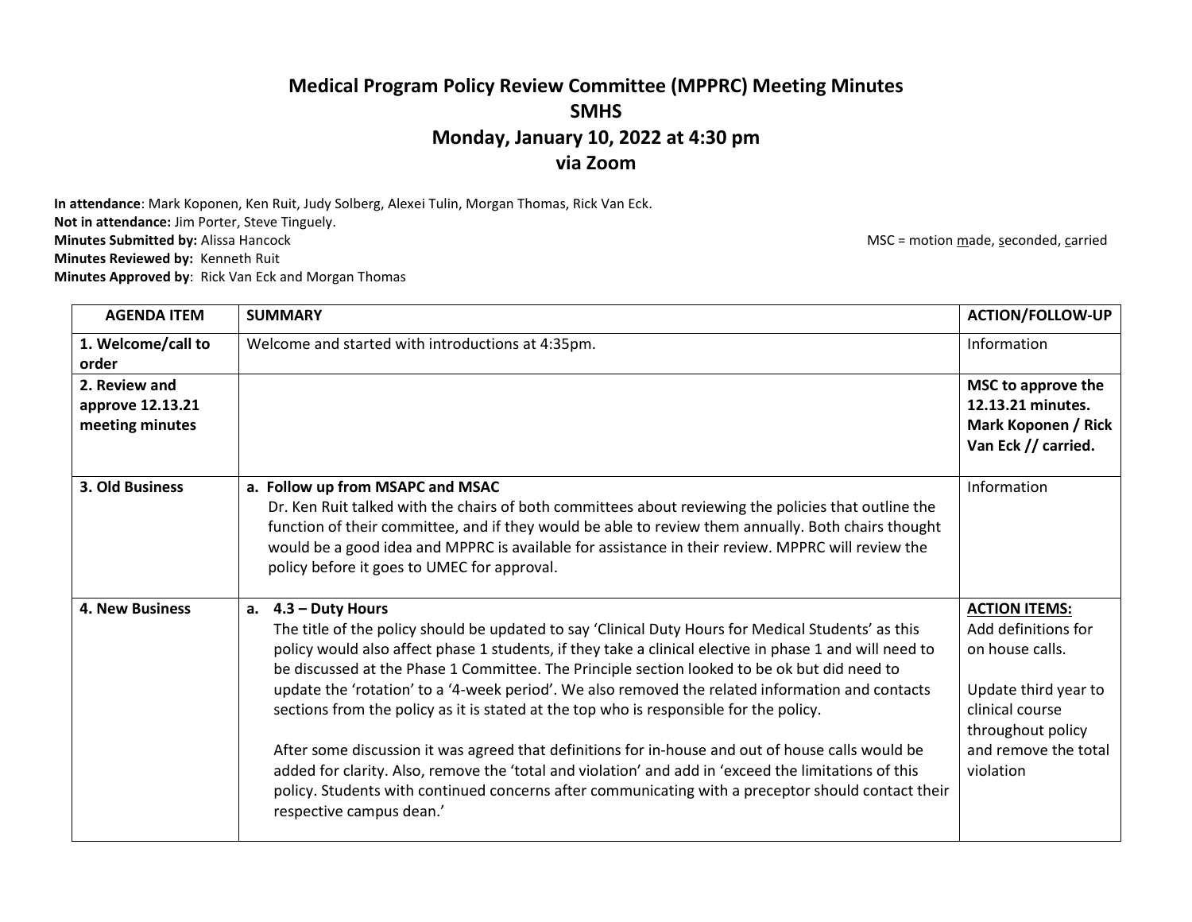# Medical Program Policy Review Committee (MPPRC) Meeting Minutes
## SMHS
## Monday, January 10, 2022 at 4:30 pm
## via Zoom

**In attendance**: Mark Koponen, Ken Ruit, Judy Solberg, Alexei Tulin, Morgan Thomas, Rick Van Eck.
**Not in attendance:** Jim Porter, Steve Tinguely.
**Minutes Submitted by:** Alissa Hancock
**Minutes Reviewed by:** Kenneth Ruit
**Minutes Approved by**: Rick Van Eck and Morgan Thomas

MSC = motion made, seconded, carried

| AGENDA ITEM | SUMMARY | ACTION/FOLLOW-UP |
|---|---|---|
| **1. Welcome/call to order** | Welcome and started with introductions at 4:35pm. | Information |
| **2. Review and approve 12.13.21 meeting minutes** | | **MSC to approve the 12.13.21 minutes. Mark Koponen / Rick Van Eck // carried.** |
| **3. Old Business** | **a. Follow up from MSAPC and MSAC**<br>Dr. Ken Ruit talked with the chairs of both committees about reviewing the policies that outline the function of their committee, and if they would be able to review them annually. Both chairs thought would be a good idea and MPPRC is available for assistance in their review. MPPRC will review the policy before it goes to UMEC for approval. | Information |
| **4. New Business** | **a. 4.3 – Duty Hours**<br>The title of the policy should be updated to say 'Clinical Duty Hours for Medical Students' as this policy would also affect phase 1 students, if they take a clinical elective in phase 1 and will need to be discussed at the Phase 1 Committee. The Principle section looked to be ok but did need to update the 'rotation' to a '4-week period'. We also removed the related information and contacts sections from the policy as it is stated at the top who is responsible for the policy.<br><br>After some discussion it was agreed that definitions for in-house and out of house calls would be added for clarity. Also, remove the 'total and violation' and add in 'exceed the limitations of this policy. Students with continued concerns after communicating with a preceptor should contact their respective campus dean.' | **ACTION ITEMS:**<br>Add definitions for on house calls.<br><br>Update third year to clinical course throughout policy and remove the total violation |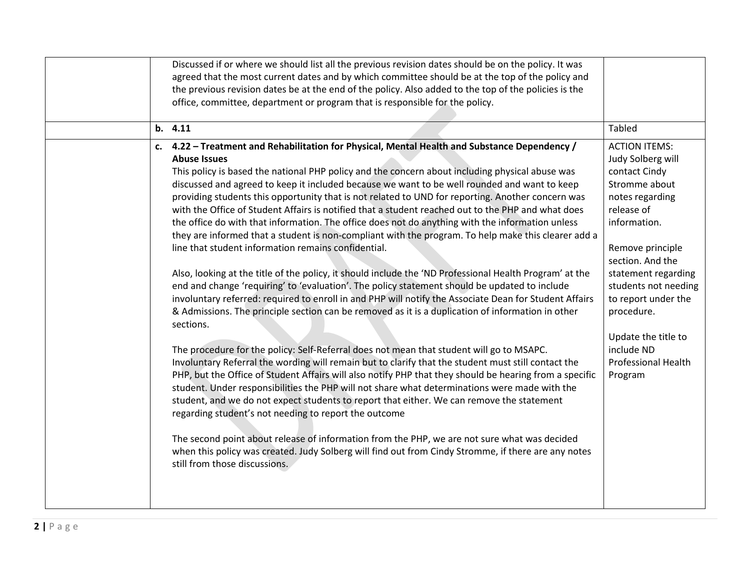| | | |
|---|---|---|
| | Discussed if or where we should list all the previous revision dates should be on the policy. It was agreed that the most current dates and by which committee should be at the top of the policy and the previous revision dates be at the end of the policy. Also added to the top of the policies is the office, committee, department or program that is responsible for the policy. | |
| | **b. 4.11** | Tabled |
| | **c. 4.22 – Treatment and Rehabilitation for Physical, Mental Health and Substance Dependency / Abuse Issues**<br>This policy is based the national PHP policy and the concern about including physical abuse was discussed and agreed to keep it included because we want to be well rounded and want to keep providing students this opportunity that is not related to UND for reporting. Another concern was with the Office of Student Affairs is notified that a student reached out to the PHP and what does the office do with that information. The office does not do anything with the information unless they are informed that a student is non-compliant with the program. To help make this clearer add a line that student information remains confidential.<br><br>Also, looking at the title of the policy, it should include the 'ND Professional Health Program' at the end and change 'requiring' to 'evaluation'. The policy statement should be updated to include involuntary referred: required to enroll in and PHP will notify the Associate Dean for Student Affairs & Admissions. The principle section can be removed as it is a duplication of information in other sections.<br><br>The procedure for the policy: Self-Referral does not mean that student will go to MSAPC. Involuntary Referral the wording will remain but to clarify that the student must still contact the PHP, but the Office of Student Affairs will also notify PHP that they should be hearing from a specific student. Under responsibilities the PHP will not share what determinations were made with the student, and we do not expect students to report that either. We can remove the statement regarding student's not needing to report the outcome<br><br>The second point about release of information from the PHP, we are not sure what was decided when this policy was created. Judy Solberg will find out from Cindy Stromme, if there are any notes still from those discussions. | ACTION ITEMS:<br>Judy Solberg will contact Cindy Stromme about notes regarding release of information.<br><br>Remove principle section. And the statement regarding students not needing to report under the procedure.<br><br>Update the title to include ND Professional Health Program |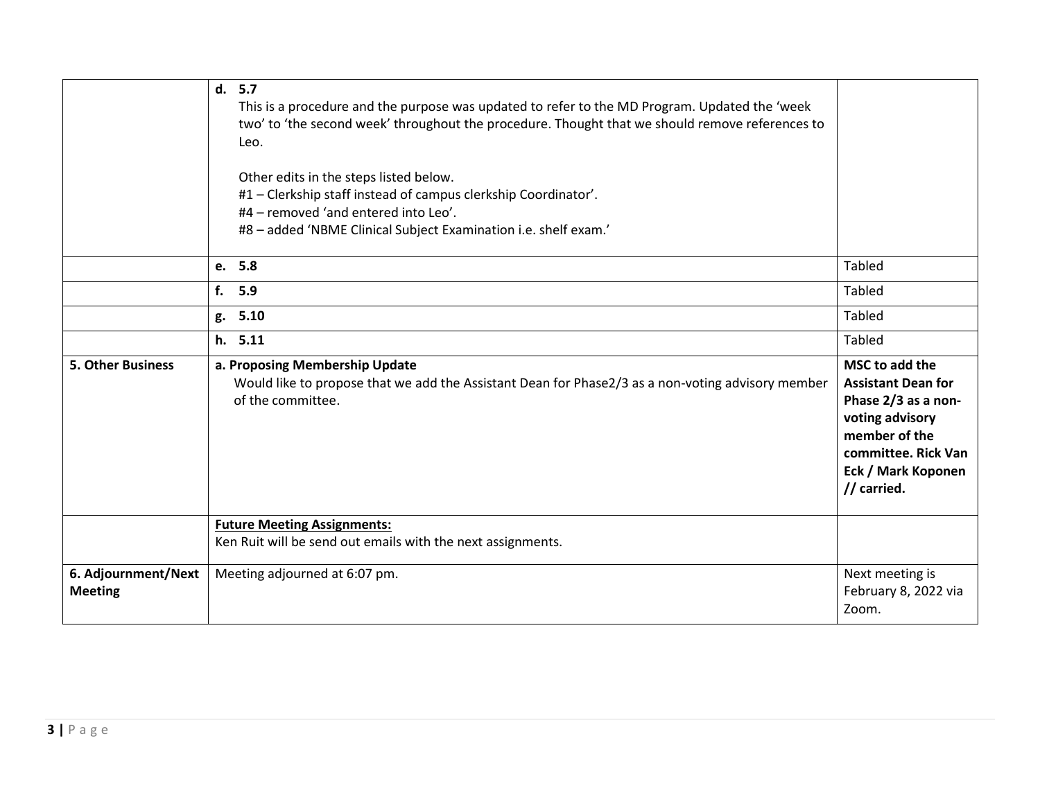| | | |
|---|---|---|
| | **d. 5.7**<br>This is a procedure and the purpose was updated to refer to the MD Program. Updated the 'week two' to 'the second week' throughout the procedure. Thought that we should remove references to Leo.<br><br>Other edits in the steps listed below.<br>#1 – Clerkship staff instead of campus clerkship Coordinator'.<br>#4 – removed 'and entered into Leo'.<br>#8 – added 'NBME Clinical Subject Examination i.e. shelf exam.' | |
| | **e. 5.8** | Tabled |
| | **f. 5.9** | Tabled |
| | **g. 5.10** | Tabled |
| | **h. 5.11** | Tabled |
| **5. Other Business** | **a. Proposing Membership Update**<br>Would like to propose that we add the Assistant Dean for Phase2/3 as a non-voting advisory member of the committee. | **MSC to add the Assistant Dean for Phase 2/3 as a non-voting advisory member of the committee. Rick Van Eck / Mark Koponen // carried.** |
| | **<u>Future Meeting Assignments:</u>**<br>Ken Ruit will be send out emails with the next assignments. | |
| **6. Adjournment/Next Meeting** | Meeting adjourned at 6:07 pm. | Next meeting is February 8, 2022 via Zoom. |